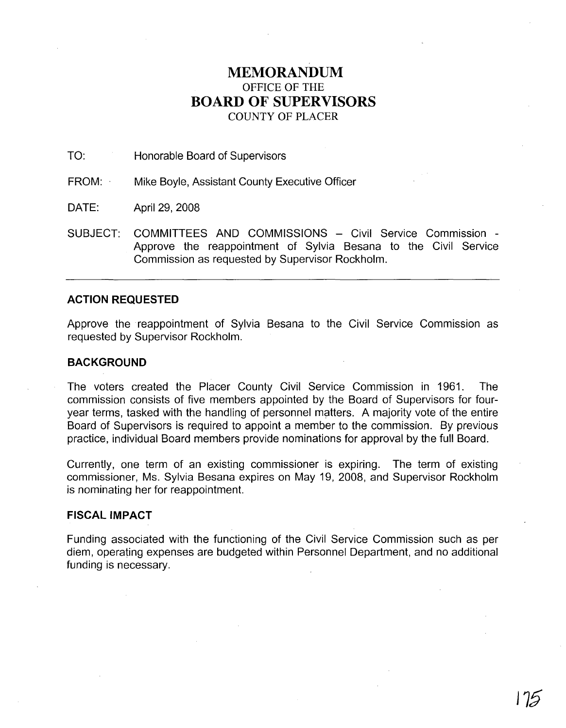# MEMORANDUM

OFFICE OF THE

# BOARD OF SUPERVISORS

COUNTY OF PLACER

TO: Honorable Board of Supervisors

FROM: Mike Boyle, Assistant County Executive Officer

DATE: April 29, 2008

SUBJECT: COMMITTEES AND COMMISSIONS – Civil Service Commission - Approve the reappointment of Sylvia Besana to the Civil Service Commission as requested by Supervisor Rockholm.

---

**ACTION REQUESTED**

Approve the reappointment of Sylvia Besana to the Civil Service Commission as requested by Supervisor Rockholm.

**BACKGROUND**

The voters created the Placer County Civil Service Commission in 1961. The commission consists of five members appointed by the Board of Supervisors for four-year terms, tasked with the handling of personnel matters. A majority vote of the entire Board of Supervisors is required to appoint a member to the commission. By previous practice, individual Board members provide nominations for approval by the full Board.

Currently, one term of an existing commissioner is expiring. The term of existing commissioner, Ms. Sylvia Besana expires on May 19, 2008, and Supervisor Rockholm is nominating her for reappointment.

**FISCAL IMPACT**

Funding associated with the functioning of the Civil Service Commission such as per diem, operating expenses are budgeted within Personnel Department, and no additional funding is necessary.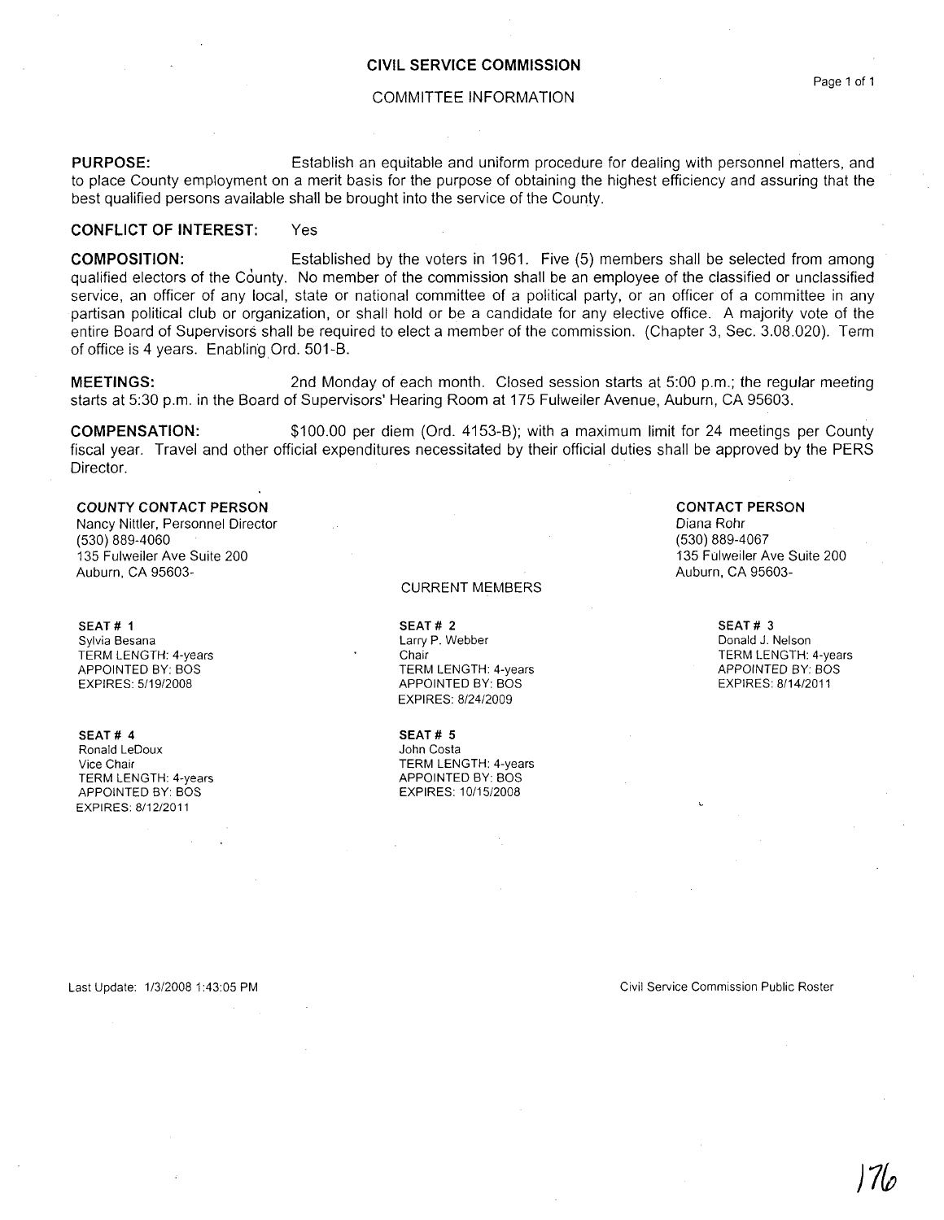# CIVIL SERVICE COMMISSION

## COMMITTEE INFORMATION

**PURPOSE:** Establish an equitable and uniform procedure for dealing with personnel matters, and to place County employment on a merit basis for the purpose of obtaining the highest efficiency and assuring that the best qualified persons available shall be brought into the service of the County.

**CONFLICT OF INTEREST:** Yes

**COMPOSITION:** Established by the voters in 1961. Five (5) members shall be selected from among qualified electors of the County. No member of the commission shall be an employee of the classified or unclassified service, an officer of any local, state or national committee of a political party, or an officer of a committee in any partisan political club or organization, or shall hold or be a candidate for any elective office. A majority vote of the entire Board of Supervisors shall be required to elect a member of the commission. (Chapter 3, Sec. 3.08.020). Term of office is 4 years. Enabling Ord. 501-B.

**MEETINGS:** 2nd Monday of each month. Closed session starts at 5:00 p.m.; the regular meeting starts at 5:30 p.m. in the Board of Supervisors' Hearing Room at 175 Fulweiler Avenue, Auburn, CA 95603.

**COMPENSATION:** $100.00 per diem (Ord. 4153-B); with a maximum limit for 24 meetings per County fiscal year. Travel and other official expenditures necessitated by their official duties shall be approved by the PERS Director.

**COUNTY CONTACT PERSON**
Nancy Nittler, Personnel Director
(530) 889-4060
135 Fulweiler Ave Suite 200
Auburn, CA 95603-

**CONTACT PERSON**
Diana Rohr
(530) 889-4067
135 Fulweiler Ave Suite 200
Auburn, CA 95603-

### CURRENT MEMBERS

**SEAT # 1**
Sylvia Besana
TERM LENGTH: 4-years
APPOINTED BY: BOS
EXPIRES: 5/19/2008

**SEAT # 2**
Larry P. Webber
Chair
TERM LENGTH: 4-years
APPOINTED BY: BOS
EXPIRES: 8/24/2009

**SEAT # 3**
Donald J. Nelson
TERM LENGTH: 4-years
APPOINTED BY: BOS
EXPIRES: 8/14/2011

**SEAT # 4**
Ronald LeDoux
Vice Chair
TERM LENGTH: 4-years
APPOINTED BY: BOS
EXPIRES: 8/12/2011

**SEAT # 5**
John Costa
TERM LENGTH: 4-years
APPOINTED BY: BOS
EXPIRES: 10/15/2008

Last Update: 1/3/2008 1:43:05 PM

Civil Service Commission Public Roster